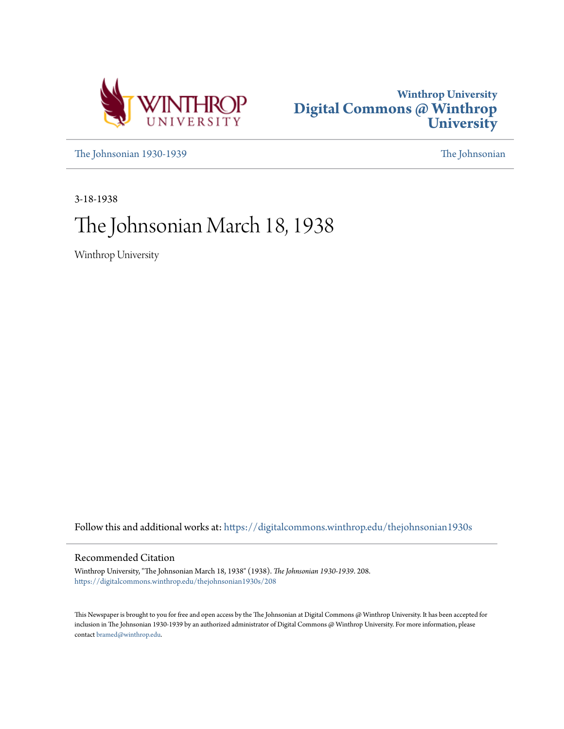Winthrop University

Digital Commons @ Winthrop University

The Johnsonian 1930-1939

The Johnsonian

3-18-1938

# The Johnsonian March 18, 1938

Winthrop University

Follow this and additional works at: https://digitalcommons.winthrop.edu/thejohnsonian1930s

## Recommended Citation

Winthrop University, "The Johnsonian March 18, 1938" (1938). *The Johnsonian 1930-1939*. 208.
https://digitalcommons.winthrop.edu/thejohnsonian1930s/208

This Newspaper is brought to you for free and open access by the The Johnsonian at Digital Commons @ Winthrop University. It has been accepted for inclusion in The Johnsonian 1930-1939 by an authorized administrator of Digital Commons @ Winthrop University. For more information, please contact bramed@winthrop.edu.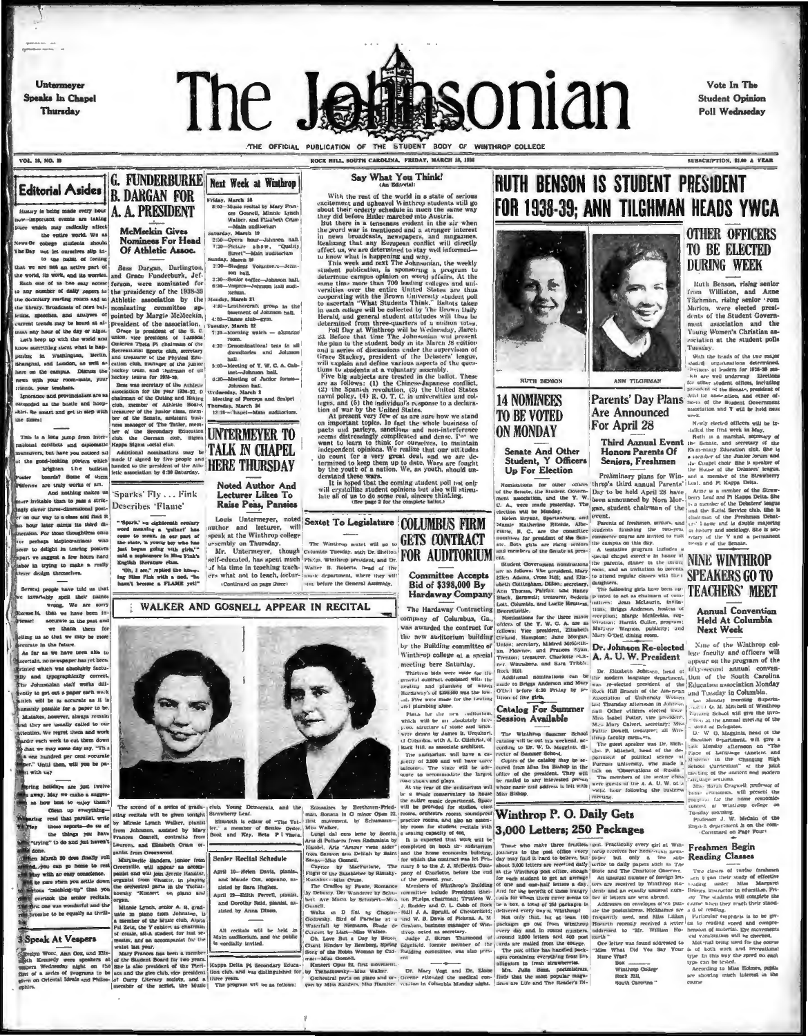Untermeyer Speaks In Chapel Thursday

# The Johnsonian

Vote In The Student Opinion Poll Wednesday

THE OFFICIAL PUBLICATION OF THE STUDENT BODY OF WINTHROP COLLEGE

VOL. 15, NO. 19 — ROCK HILL, SOUTH CAROLINA, FRIDAY, MARCH 18, 1938 — SUBSCRIPTION, $1.00 A YEAR

## Editorial Asides

History is being made every hour—important events are taking place which may radically affect the entire world. We as News or college students should not let ourselves slip into the habit of feeling that we are not an active part of the world, its work, and its worries.

Each one of us has easy access to any number of daily papers in the dormitory reading rooms and in the library. Broadcasts of news bulletins, speeches, and analyses of current trends may be heard at almost any hour of the day or night.

Let's keep up with the world and know something about what is happening in Washington, Berlin, Shanghai, and London, as well as here on the campus. Discuss the news with your room-mate, your friends, your teachers.

Ignorance and provincialism are as outmoded as the bustle and hoop-skirt. Be smart and get in step with the times!

This is a long jump from international conflicts and diplomatic maneuvers, but have you noticed any of the good-looking posters which brighten the bulletin boards? Some of them are truly works of art.

And nothing makes us more irritable than to pass a strikingly clever three-dimensional poster on our way to a class and find it an hour later minus its third dimension. For those thoughtless ones or perhaps kleptomaniacs who seem to delight in tearing posters apart we suggest a few hours hard labor in trying to make a really clever design themselves.

Several people have told us that we invariably spell their names wrong. We are sorry indeed that we have been inaccurate in the past and we thank them for telling us so that we may be more accurate in the future.

As far as we have been able to ascertain, no newspaper has yet been printed which was absolutely factually and typographically correct. The Johnsonian staff works diligently to get out a paper each week which will be as accurate as it is humanly possible for a paper to be. Mistakes, however, always remain and they are usually called to our attention. We regret them and work harder each week to cut them down so that we may some day say, "This is one hundred per cent accurate paper." Until then, will you be patient with us?

Spring holidays are just twelve days away. May we make a suggestion as how best to enjoy them? Clean up everything—read that parallel, write those reports—do all the things you have been "crying" to do and just haven't done.

March 30 does finally roll around, you can go home to really enjoy with an easy conscience. Be sure when you settle down that serious "catching-up" that you don't overlook the senior recitals. The first one was wonderful and the rest promise to be equally as thrilling.

## G. FUNDERBURKE B. DARGAN FOR A. A. PRESIDENT

### McMeekin Gives Nominees For Head Of Athletic Assoc.

Bess Dargan, Darlington, and Grace Funderburk, Jefferson, were nominated for the presidency of the 1938-39 Athletic association by the nominating committee appointed by Margie McMeekin, president of the association.

Grace is president of the S. C. union, vice president of Lambda Omicron Theta Pi chairman of the Recreational Sports club, secretary and treasurer of the Physical Education club, manager of the junior hockey team, and chairman of all hockey teams for 1938-39.

Bess was secretary of the Athletic association for the year 1936-37, chairman of the Outing and Hiking club, member of Athletic Board, treasurer of the Junior class, member of the Senate, assistant business manager of The Tatler, member of the Secondary Education club, the German club, Sigma Kappa Sigma social club.

Additional nominations may be made if signed by five people and handed to the president of the Athletic association by 6:30 Saturday.

## 'Sparks' Fly . . . Fink Describes 'Flame'

"Spark," an eighteenth century word meaning a 'gallant' has come to mean, in our part of the state, 'a young boy who has just begun going with girls'" said a sophomore in Miss Fink's English literature class.

"Oh, I see," replied the kidding Miss Fink with a nod, "he hasn't become a FLAME yet!"

## Next Week at Winthrop

Friday, March 18
8:00—Music recital by Mary Frances Gosnell, Minnie Lynch Walker, and Elizabeth Crum—Main auditorium

Saturday, March 19
2:30—Opera hour—Johnson hall.
7:30—Picture show, "Quality Street"—Main auditorium

Sunday, March 20
2:30—Student Volunteers—Johnson hall.
3:30—Senior coffee—Johnson hall.
6:30—Vespers—Johnson hall auditorium.

Monday, March 21
4:30—Leathercraft group in the basement of Johnson hall.
4:00—Dance club—gym.

Tuesday, March 22
7:30—Morning watch—alumnae room.
4:30—Denominational teas in all dormitories and Johnson hall.
5:00—Meeting of Y. W. C. A. Cabinet—Johnson hall.
6:30—Meeting of Junior forum—Johnson hall.

Wednesday, March 23
Meeting of Forceps and Scalpel

Thursday, March 24
12:10—Chapel—Main auditorium.

## UNTERMEYER TO TALK IN CHAPEL HERE THURSDAY

### Noted Author And Lecturer Likes To Raise Peas, Pansies

Louis Untermeyer, noted author and lecturer, will speak at the Winthrop college assembly on Thursday.

Mr. Untermeyer, though self-educated, has spent much of his time in teaching teachers what not to teach, lectur-

(Continued on page three)

## Say What You Think!
(An Editorial)

With the rest of the world in a state of serious excitement and upheaval Winthrop students still go about their orderly schedule in much the same way they did before Hitler marched into Austria.

But there is a tenseness evident in the air when the word war is mentioned and a stronger interest in news broadcasts, newspapers, and magazines. Realizing that any European conflict will directly affect us, we are determined to stay well informed—to know what is happening and why.

This week and next The Johnsonian, the weekly student publication, is sponsoring a program to determine campus opinion on world affairs. At the same time more than 700 leading colleges and universities over the entire United States are thus cooperating with the Brown University student poll to ascertain "What Students Think." Ballots taken in each college will be collected by The Brown Daily Herald, and general student attitudes will thus be determined from three-quarters of a million votes.

Poll Day at Winthrop will be Wednesday, March 23. Before that time The Johnsonian will present the plan to the student body in its March 18 edition and a series of discussions under the supervision of Grace Stuckey, president of the Debaters' league, will explain and define various aspects of the questions to students at a voluntary assembly.

Five big subjects are treated in the ballot. These are as follows: (1) the Chinese-Japanese conflict, (2) the Spanish revolution, (3) the United States naval policy, (4) R. O. T. C. in universities and colleges, and (5) the individual's response to a declaration of war by the United States.

At present very few of us are sure how we stand on important topics. In fact the whole business of pacts and parleys, sanctions and non-interference seems distressingly complicated and dense. But we want to learn to think for ourselves, to maintain independent opinions. We realize that our attitudes do count for a great deal, and we are determined to keep them up to date. Wars are fought by the youth of a nation. We, as youth, should understand these wars.

It is hoped that the coming student poll not only will crystallize student opinions but also will stimulate all of us to do some real, sincere thinking.

(See page 2 for the complete ballot.)

## Sextet To Legislature

The Winthrop sextet will go to Columbia Tuesday, with Dr. Shelton Phelps, Winthrop president, and Dr. Walter B. Roberts, head of the music department, where they will sing before the General Assembly.

## COLUMBUS FIRM GETS CONTRACT FOR AUDITORIUM

### Committee Accepts Bid of $398,000 By Hardaway Company

The Hardaway Contracting company of Columbus, Ga., was awarded the contract for the new auditorium building by the Building committee of Winthrop college at a special meeting here Saturday.

Thirteen bids were made for the general contract combined with the heating and plumbing of which Hardaway's of $398,000 was the lowest. Five were made for the heating and plumbing alone.

Plans for the new auditorium, which will be an absolutely fireproof structure of stone and brick, were drawn by James B. Urquhart, of Columbia, with A. D. Gilchrist, of Rock Hill, as associate architect.

The auditorium will have a capacity of 3,500 and will have two balconies. The stage will be adequate to accommodate the largest road shows and plays.

At the rear of the auditorium will be a small conservatory to house the entire music department. Space will be provided for studios, class rooms, orchestra rooms, soundproof practice rooms, and also an assembly room for student recitals with a seating capacity of 400.

It is expected that work will be completed on both the auditorium and the home economics building, for which the contract was let February 5 to the J. J. McDevitt Company of Charlotte, before the end of the present year.

Members of Winthrop's Building committee include President Shelton Phelps (chairman); Trustees W. J. Roddey and C. L. Cobb of Rock Hill, J. A. Spruill, of Chesterfield; and W. B. Davis of Pickens. A. M. Graham, business manager of Winthrop, acted as secretary.

Judge J. Strom Thurmond of Edgefield, former member of the Building committee, was also present.

## RUTH BENSON IS STUDENT PRESIDENT FOR 1938-39; ANN TILGHMAN HEADS YWCA

RUTH BENSON — ANN TILGHMAN

## OTHER OFFICERS TO BE ELECTED DURING WEEK

Ruth Benson, rising senior from Williston, and Anne Tilghman, rising senior from Marion, were elected presidents of the Student Government association and the Young Women's Christian association at the student polls Tuesday.

With the heads of the two major student organizations determined, elections of leaders for 1938-39 are now well under way. Elections for other student offices, including president of the Senate, president of Athletic association, and other officers of the Student Government association and Y will be held next week.

Newly elected officers will be installed the first week in May.

Ruth is a marshal, secretary of the Senate, and secretary of the Elementary Education club. She is a member of the Junior forum and the Chapel choir. She is speaker of the House of the Debaters' league, and a member of the Strawberry Leaf and Pi Kappa Delta.

Anne is a member of the Strawberry Leaf and Pi Kappa Delta. She is a member of the Debaters' league and the Social Service club. She is chairman of the Freshman Debaters' league and is double majoring in history and sociology. She is secretary of the Y and a permanent member of the Senate.

## 14 NOMINEES TO BE VOTED ON MONDAY

### Senate And Other Student, Y Officers Up For Election

Nominations for other offices of the Senate, the Student Government association, and the Y. W. C. A. were made yesterday. The election will be Monday.

Helen Bryant, Spartanburg, and Mamie Katherine Ritchie, Albemarle, N. C., are the nominees for president of the Senate. Both girls are rising seniors and members of the Senate at present.

Student Government nominations are as follows: Vice president, Mary Eddins Adams, Cross Hill, and Elizabeth Cottingham, Dillon; secretary, Ann Thomas, Fairfax, and Nancy Black, Barnwell; treasurer, Seibels Lott, Columbia, and Lucile Brunson, Bennettsville.

Nominations for the three minor offices of the Y. W. C. A. are as follows: Vice president, Elizabeth Orland, Hampton; Jane Morgan, Union; secretary, Mildred McKeithan, Florence, and Frances Ryan, Trenton; treasurer, Charlotte Flitter, Winnsboro, and Sara Tribble, Rock Hill.

Additional nominations can be made to Ruth Anderson and Mary O'Dell before 6:30 Friday by petition of five girls.

## Parents' Day Plans Are Announced For April 28

### Third Annual Event Honors Parents Of Seniors, Freshmen

Preliminary plans for Winthrop's third annual Parents' Day to be held April 28 have been announced by Nora Morgan, student chairman of the event.

Parents of freshmen, seniors, and students finishing the two-year commerce course are invited to visit the campus on this day.

A tentative program includes a special chapel exercise in honor of the parents, dinner in the dining room, and an invitation to parents to attend regular classes with their daughters.

The following girls have been appointed to serve as chairman of committees: Jean McLaurin, invitations; Briggs Anderson, hostess of reception; Margie McMeekin, registration; Harriet Culler, program; Marjorie Wagnon, publicity; and Mary O'Dell, dining room.

## Dr. Johnson Re-elected A. A. U. W. President

Dr. Elizabeth Johnson, head of the modern language department, was re-elected president of the Rock Hill Branch of the American Association of University Women last Thursday afternoon in Johnson hall. Other officers elected were Miss Isabel Potter, vice president; Miss Mary Calvert, secretary; Miss Pattie Dowell, treasurer; all Winthrop faculty members.

The guest speaker was Dr. Nicholas P. Mitchell, head of the department of political science at Furman university, who made a talk on "Observations of Russia."

The members of the senior class were guests of the A. A. U. W. at a social hour following the business meeting.

## Catalog For Summer Session Available

The Winthrop Summer School catalog will be out this weekend, according to Dr. W. D. Magginis, director of Summer School.

Copies of the catalog may be secured from Miss Iva Bishop in the office of the president. They will be mailed to any interested person whose name and address is left with Miss Bishop.

## NINE WINTHROP SPEAKERS GO TO TEACHERS' MEET

### Annual Convention Held At Columbia Next Week

Nine of the Winthrop college faculty and officers will appear on the program of the fifty-second annual convention of the South Carolina Education association Monday and Tuesday in Columbia.

On Monday morning Superintendent J. P. Mitchell of Winthrop Training School will give the invocation at the annual meeting of the House of Delegates.

Dr. W. D. Magginis, head of the education department, will give a talk Monday afternoon on "The Place of Language (Ancient and Modern) in the Changing High School Curriculum" at the joint meeting of the ancient and modern language sections.

Miss Sarah Crugwell, professor of home economics, will preside at the program for the home economics contest at Winthrop college on Tuesday morning.

Professor J. W. McCain of the English department is on the committee.

(Continued on Page Four)

## WALKER AND GOSNELL APPEAR IN RECITAL

The second of a series of graduating recitals will be given tonight by Minnie Lynch Walker, pianist from Johnston, assisted by Mary Frances Gosnell, contralto from Laurens, and Elizabeth Crum organist from Greenwood.

Marguerite Sanders, junior from Greenville, will appear as accompanist and will join Jennie Hassler, organist from Chester, in playing the orchestral parts in the Tschaikowsky "Konzert" on piano and organ.

Minnie Lynch, senior A. B. graduate in piano from Johnston, is a member of the Music club, Alpha Psi Zeta, the Y cabinet as chairman of music, all-A student for last semester, and an accompanist for the vested glee club.

Mary Frances has been a member of the Student Board for two years. She is also president of the Pierian club, and the glee club, vice president of Curry Literary society, and a member of the sextet, the Music club, Young Democrats, and the Strawberry Leaf.

Elizabeth is editor of "The Tatler," a member of Senior Order, Book and Key, Beta Pi Theta, Kappa Delta Pi, Secondary Education club, and was distinguished for three years.

The program will be as follows:

Ecossaises by Beethoven-Friedman, Sonata in G minor Opus 22, first movement, by Schumann—Miss Walker.

Lungi dal caro bene by Secchi, Aria di Polissena from Radamisto by Handel, Aria "Amour viens aider" from Samson and Delilah by Saint-Saëns—Miss Gosnell.

Caprice by MacFarlane, The Flight of the Bumblebee by Rimsky-Korsakov—Miss Crum.

The Cradles by Fauré, Romance by Debussy, Der Wanderer by Schubert, Are Maria by Schubert—Miss Gosnell.

Waltz in D flat by Chopin-Godowsky, Bird of Paradise at a Waterfall by Niemann, Etude de Concert by Liszt—Miss Walker.

Oh, Love But a Day by Beach, Chant Hindou by Bemberg, Spring Song of the Robin Woman by Cadman—Miss Gosnell.

Konzert Opus 23, first movement, by Tschaikowsky—Miss Walker. Orchestral parts on piano and organ by Miss Sanders, Miss Hassler.

### Senior Recital Schedule

April 19—Helen Davis, pianist, and Maude Cox, soprano, assisted by Sara Hughes.

April 29—Edith Ferrell, pianist, and Dorothy Reid, pianist, assisted by Anna Dixon.

All recitals will be held in Main auditorium, and the public is cordially invited.

## Winthrop P. O. Daily Gets 3,000 Letters; 250 Packages

Those who make three fruitless journeys to the post office every day may find it hard to believe, but about 3,000 letters are received daily at the Winthrop post office, enough for each student to get an average of one and one-half letters a day. And for the benefit of those hungry souls for whom there never seems to be a box, a total of 250 packages is delivered every day at Winthrop!

Not only that, but at least 100 packages go out from Winthrop every day and in round numbers, around 2,000 letters and 500 post cards are mailed from the college.

The post office has handled packages containing everything from live alligators to fresh strawberries.

Mrs. Julia Sims, postmistress, finds that the most popular magazines are Life and The Reader's Digest. Practically every girl at Winthrop receives her home-town newspaper, but only a few subscribe to daily papers such as The State and The Charlotte Observer.

An unusual number of foreign letters are received by Winthrop students and an equally unusual number of letters are sent abroad.

Addresses on envelopes often puzzle the postmistress. Nicknames are frequently used, and Miss Lillian Hogarth recently received a letter addressed to "Mr. William Hogarth."

One letter was found addressed to "Miss What Did You Say Your Name Was?
Box
Winthrop College
Rock Hill,
South Carolina"

## Freshmen Begin Reading Classes

Two classes of twelve freshmen each began their study of effective reading under Miss Margaret Holmes, instructor in education, Friday. The students will complete the course when they reach their standard of reading.

Particular emphasis is to be given to reading speed and comprehension of material. Eye movements and vocalization will be checked.

Material being used for the course is of both work and recreational type. In this way the speed on each type can be tested.

According to Miss Holmes, pupils are showing much interest in the course.

## Speak At Vespers

Evelyn Wood, Ann Cox, and Elizabeth Kennedy were speakers at vespers Wednesday night on the first of a series of programs to be given on Oriental Ideals and Philosophies.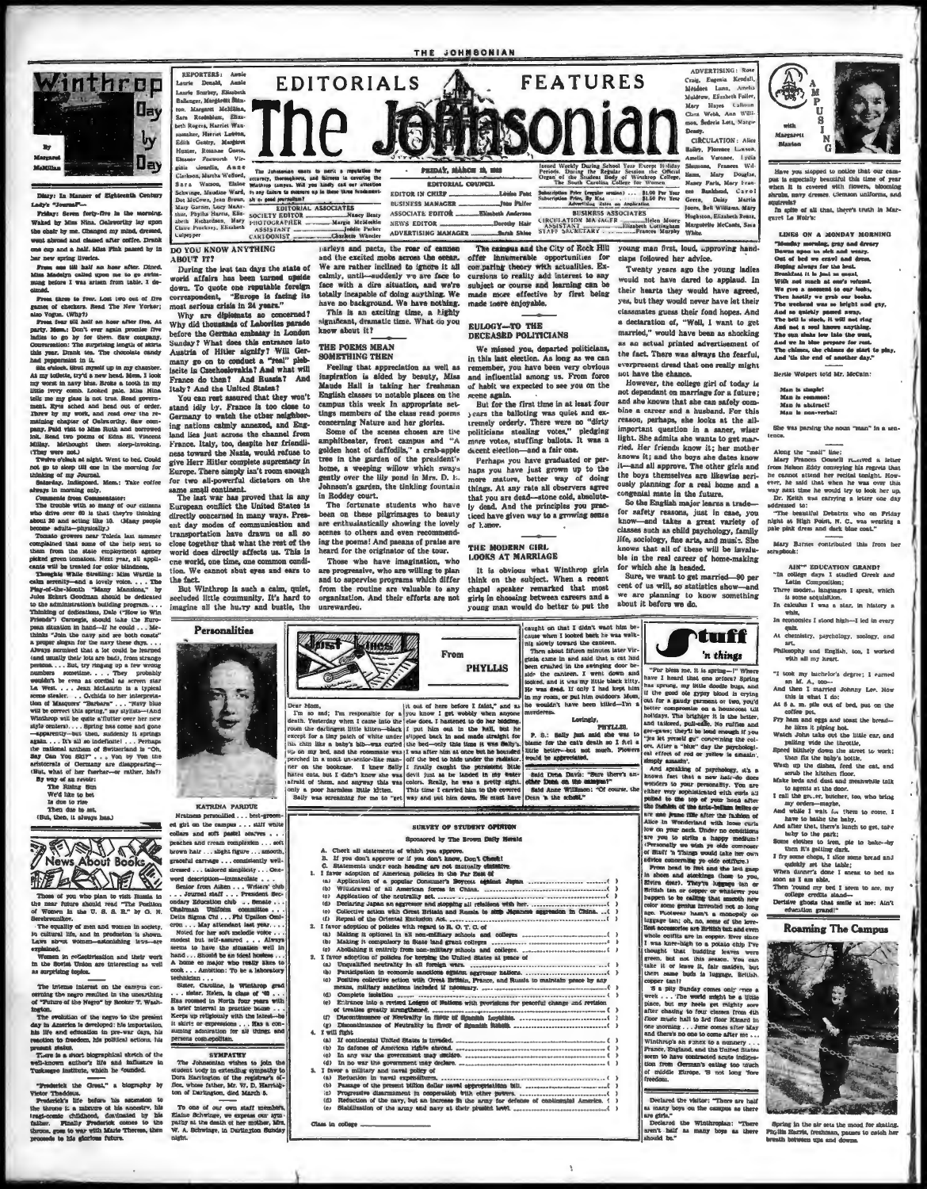# The Johnsonian

## EDITORIALS — FEATURES

The Johnsonian wants to merit a reputation for accuracy, thoroughness, and fairness in covering the Winthrop campus. Will you kindly call our attention to any failure to measure up in these three fundamentals — as a good journalist?

FRIDAY, MARCH 10, 1939

**EDITORIAL COUNCIL**

EDITOR IN CHIEF — Louise Pace
BUSINESS MANAGER — Jane Fulfer
ASSOCIATE EDITOR — Elizabeth Anderson
NEWS EDITOR — Dorothy Hair
ADVERTISING MANAGER — Sarah Sikes

Issued Weekly During School Year Except Holiday Periods. During the Regular Session the Official Organ of the Student Body of Winthrop College, The South Carolina College for Women.

Subscription Price (regular session) ... $1.00 Per Year
Subscription Price, By Mail ... $1.50 Per Year
Advertising Rates on Application

**BUSINESS ASSOCIATES**

CIRCULATION MANAGER — Helen Moore
ASSISTANT — Elizabeth Cottingham
STAFF SECRETARY — Frances Murphy

**REPORTERS:** Annie Laurie Donald, Annie Laurie Stanley, Elizabeth Ballenger, Margaret Shannon, Margaret McMillan, Sara Rodenbaum, Elizabeth Rogers, Harriet Wannamaker, Harriet Lawton, Edith Gentry, Margaret Hunter, Roxanne Green, Eleanor Foxworth, Virginia Jourdin, Anne Clarkson, Martha Walford, Sara Watson, Elaine Schwinge, Maxine Ward, Dot McCown, Jean Brown, Mary Garner, Lucy Mc?, Phyllis Harris, Ellen Richardson, Mary Clare Pinckney, Elizabeth Culpepper

**EDITORIAL ASSOCIATES**

SOCIETY EDITOR — Nancy Beaty
PHOTOGRAPHER — Margie McKeithen
ASSISTANT — Jackie Parker
CARTOONIST — Charlotte Wheeler

**ADVERTISING:** Rose Craig, Eugenia Kendall, Meadors Lunn, Amelia Muldrow, Elizabeth Fuller, Mary Hayes Calhoun, Clara Webb, Ann Williamson, Sederia Lott, Margie Dendy.

**CIRCULATION:** Alice Bailey, Florence Lawson, Amelia Vaccaro, Lydia Simmons, Frances Williams, Mary Douglas, Nancy Faris, Mary Frances Buckland, Carol Green, Daisy Martin Jones, Bell Williams, Mary Houghston, Elizabeth Rentz, Marguerite McCants, Sara White.

---

## Winthrop Day by Day

By Margaret McMillan

**Diary: In Manner of Eighteenth Century Lady's "Journal"—**

**Friday:** Seven forty-five in the morning. Waked by Miss Nina. Galsworthy lay upon the chair by me. Changed my mind, dressed, went abroad and classed after coffee. Drank one cup and a half. Miss Fink passed by in her new spring liveries.

From one till half an hour after. Dined. Miss Madelyn called upon me to go swimming before I was arisen from table. I declined.

From three to four. Lost two out of five games of checkers. Read The New Yorker; also Vogue. (Why?)

From four till half an hour after five. At party. Mem.: Don't ever again promise five ladies to go by for them. Saw company. Conversation: The surprising length of skirts this year. Drank tea. The chocolate candy had peppermint in it.

Six o'clock. Shut myself up in my chamber. At my toilette, try'd a new head. Mem. I look my worst in navy blue. Broke a tooth in my little ivory comb. Looked pale. Miss Nina tells me my glass is not true. Read government. Eyes ached and head out of order. Threw by my work, and read over the remaining chapter of Galsworthy. Saw company. Paid visit to Miss Ruth and borrowed ink. Read two poems of Edna St. Vincent Millay. Methought them sleep-invoking. (They were not.)

Twelve o'clock at night. Went to bed. Could not go to sleep till one in the morning for thinking of my Journal.

**Saturday.** Indisposed. Mem.: Take coffee always in morning only.

**Comments from Commentator:**

The trouble with so many of our citizens who drive over 60 is that they're thinking about 20 and acting like 10. (Many people become adults—physically.)

Tomato growers near Toledo last summer complained that some of the help sent to them from the state employment agency picked green tomatoes. Next year, all applicants will be treated for color blindness.

Thoughts While Strolling: Miss Wardle is calm serenity—and a lovely voice. . . . The Play-of-the-Month "Many Mansions," by Jules Eckert Goodman should be dedicated to the administration's building program. . . . Thinking of dedications, Dale ("How to Win Friends") Carnegie, should take the European situation in hand—if he could . . . Mechthinks "Join the navy and see both coasts" a proper slogan for the navy these days. . . . Always surmised that a lot could be learned (and usually their lots are bad), from strange persons. . . . But, try ringing up a few wrong numbers sometime. . . . They probably wouldn't be even as cordial as screen star La West. . . . Jean McLaurin is a typical scene stealer. . . . Orchids to her interpretation of Masquers' "Barbara" . . . "Navy blue will be correct this spring," say stylists—(And Winthrop will be quite a-flutter over her new style centers). . . . Spring has come and gone —apparently—but then, suddenly it springs again. . . . It's all so indefinite! . . . Perhaps the national anthem of Switzerland is "Oh, Say Can You Ski?" . . . You by Yon the aristocrats of Germany are disappearing—(But, what of her fuehrer—or rather, his?)

By way of an envoi:
The Rising Sun
We'd like to bet
Is due to rise
Then due to set.
(But, then, it always has.)

---

### DO YOU KNOW ANYTHING ABOUT IT?

During the last ten days the state of world affairs has been turned upside down. To quote one reputable foreign correspondent, "Europe is facing its most serious crisis in 24 years."

Why are diplomats so concerned? Why did thousands of Laborites parade before the German embassy in London Sunday? What does this entrance into Austria of Hitler signify? Will Germany go on to conduct a "real" plebiscite in Czechoslovakia? And what will France do then? And Russia? And Italy? And the United States?

You can rest assured that they won't stand idly by. France is too close to Germany to watch the other neighboring nations calmly annexed, and England lies just across the channel from France. Italy, too, despite her friendliness toward the Nazis, would refuse to give Herr Hitler complete supremacy in Europe. There simply isn't room enough for two all-powerful dictators on the same small continent.

The last war has proved that in any European conflict the United States is directly concerned in many ways. Present day modes of communication and transportation have drawn us all so close together that what the rest of the world does directly affects us. This is one world, one time, one common condition. We cannot shut eyes and ears to the fact.

But Winthrop is such a calm, quiet, secluded little community. It's hard to imagine all the hurry and bustle, the parleys and pacts, the roar of cannon and the excited mobs across the ocean. We are rather inclined to ignore it all calmly, until—suddenly we are face to face with a dire situation, and we're totally incapable of doing anything. We have no background. We have nothing.

This is an exciting time, a highly significant, dramatic time. What do you know about it?

### THE POEMS MEAN SOMETHING THEN

Feeling that appreciation as well as inspiration is aided by beauty, Miss Maude Hall is taking her freshman English classes to notable places on the campus this week in appropriate settings members of the class read poems concerning Nature and her glories.

Some of the scenes chosen are the amphitheater, front campus and "A golden host of daffodils," a crab-apple tree in the garden of the president's home, a weeping willow which sways gently over the lily pond in Mrs. D. B. Johnson's garden, the tinkling fountain in Roddey court.

The fortunate students who have been on these pilgrimages to beauty are enthusiastically showing the lovely scenes to others and even recommending the poems! And paeans of praise are heard for the originator of the tour.

Those who have imagination, who are progressive, who are willing to plan and to supervise programs which differ from the routine are valuable to any organization. And their efforts are not unrewarded.

The campus and the City of Rock Hill offer innumerable opportunities for comparing theory with actualities. Excursions to reality add interest to any subject or course and learning can be made more effective by first being made more enjoyable.

### EULOGY—TO THE DECEASED POLITICIANS

We missed you, departed politicians, in this last election. As long as we can remember, you have been very obvious and influential among us. From force of habit we expected to see you on the scene again.

But for the first time in at least four years the balloting was quiet and extremely orderly. There were no "dirty politicians stealing votes," pledging more votes, stuffing ballots. It was a decent election—and a fair one.

Perhaps you have graduated or perhaps you have just grown up to the more mature, better way of doing things. At any rate all observers agree that you are dead—stone cold, absolutely dead. And the principles you practiced have given way to a growing sense of honor.

### THE MODERN GIRL LOOKS AT MARRIAGE

It is obvious what Winthrop girls think on the subject. When a recent chapel speaker remarked that most girls in choosing between careers and a young man would do better to put the young man first, loud, approving handclaps followed her advice.

Twenty years ago the young ladies would not have dared to applaud. In their hearts they would have agreed, yes, but they would never have let their classmates guess their fond hopes. And a declaration of, "Well, I want to get married," would have been as shocking as an actual printed advertisement of the fact. There was always the fearful, overpresent dread that one really might not have the chance.

However, the college girl of today is not dependant on marriage for a future; and she knows that she can safely combine a career and a husband. For this reason, perhaps, she looks at the all-important question in a saner, wiser light. She admits she wants to get married. Her friends know it; her mother knows it; and the boys she dates know it—and all approve. The other girls and the boys themselves are likewise seriously planning for a real home and a congenial mate in the future.

So the English major learns a trade—for safety reasons, just in case, you know—and takes a great variety of classes such as child psychology, family life, sociology, fine arts, and music. She knows that all of these will be invaluable in the real career of home-making for which she is headed.

Sure, we want to get married—90 per cent of us will, so statistics show—and we are planning to know something about it before we do.

---

## Personalities

**KATRINA PARDUE**

Neatness personified . . . best-groomed girl on the campus . . . stiff white collars and soft pastel scarves . . . peaches and cream complexion . . . soft brown hair . . . slight figure . . . smooth, graceful carriage . . . consistently well-dressed . . . tailored simplicity . . . One-word description—immaculate . . .

Senior from Aiken . . . Writers' club . . . Journal staff . . . President Secondary Education club . . . Senate . . . Chairman Uniform committee . . . Delta Sigma Chi . . . Phi Upsilon Omicron . . . May attendant last year. . . .

Noted for her soft melodic voice . . . modest but self-assured . . . Always seems to have the situation well in hand . . . Should be an ideal hostess . . . A home ec major who really likes to cook . . . Ambition: To be a laboratory technician . . .

Sister, Caroline, is Winthrop grad . . . sister, Helen, is class of '40 . . . Has roomed in North four years with a brief interval in practice home . . . Keeps up religiously with the latest—be it skirts or expressions . . . Has a consuming admiration for all things and persons cosmopolitan.

### SYMPATHY

The Johnsonian wishes to join the student body in extending sympathy to Dora Harrington of the registrar's office, whose father, Mr. D. B. Harrington of Darlington, died March 5.

To one of our own staff members, Elaine Schwinge, we express our sympathy at the death of her mother, Mrs. W. A. Schwinge, in Darlington Sunday night.

---

## News About Books

Those of you who plan to visit Russia in the near future should read "The Position of Women in the U. S. S. R." by G. N. Serebrennikov.

The equality of men and women in society, in cultural life, and in production is shown. Laws about women—astonishing laws—are explained.

Women in collectivization and their work in the Soviet Union are interesting as well as surprising topics.

The intense interest on the campus concerning the negro resulted in the unearthing of "Future of the Negro" by Booker T. Washington.

The evolution of the negro to the present day in America is developed: his importation, his life and education in pre-war days, his reaction to freedom, his political actions, his present status.

There is a short biographical sketch of the well-known author's life and influence in Tuskegee Institute, which he founded.

"Frederick the Great," a biography by Victor Thaddeus.

Frederick's life before his ascension to the throne is a mixture of his ancestry, his tragi-comic childhood, dominated by his father. Finally Frederick comes to the throne, goes to war with Marie Theresa, then proceeds to his glorious future.

---

## Lost Lines — From PHYLLIS

Dear Mom,

I'm so sad; I'm responsible for a death. Yesterday when I came into the room the darlingest little kitten—black except for a tiny patch of white under his chin like a baby's bib—was curled up on my bed and the commotion we perched in a most un-senior-like manner on the bookcase. I knew Sally hates cats, but I didn't know she was afraid of them, and anyway this was only a poor harmless little kitten.

Sally was screaming for me to "get it out of here before I faint," and as you know I get wobbly when anyone else does. I hastened to do her bidding. I put him out in the hall, but he slipped back in and made straight for the bed—only this time it was Sally's. I put him out again but he bounded off the bed to hide under the radiator. I finally caught the persistent little devil just as he licked up my water colors. Really, he was a pretty sight. This time I carried him to the covered way and put him down. He must have caught on that I didn't want him because when I looked back he was walking slowly toward the canteen.

Then about fifteen minutes later Virginia came in and said that a cat had been crushed in the swinging door beside the canteen. I went down and looked, and it was my little black kitty. He was dead. If only I had kept him in my room, or put him outdoors Mom, he wouldn't have been killed—I'm a murderess.

Lovingly,
PHYLLIS.

P. S.: Sally just said she was to blame for the cat's death so I feel a little better—but not much. Flowers would be appreciated.

Said Dena Davis: "Sure there's another Dean on the campus?"
Said Anne Williams: "Of course, the Dean 'n the school."

---

## SURVEY OF STUDENT OPINION

Sponsored by The Brown Daily Herald

A. Check all statements of which you approve.
B. If you don't approve or if you don't know, Don't Check!
C. Statements under each heading are not mutually exclusive.

1. I favor adoption of American policies in the Far East:
   - (a) Application of a popular Consumer's Boycott against Japan ( )
   - (b) Withdrawal of all American forces in China ( )
   - (c) Application of the neutrality act ( )
   - (d) Declaring Japan an aggressor and stopping all relations with her ( )
   - (e) Collective action with Great Britain and Russia to stop Japanese aggression in China ( )
   - (f) Repeal of the Oriental Exclusion Act ( )
2. I favor adoption of policies with regard to R. O. T. C. of
   - (a) Making it optional in all non-military schools and colleges ( )
   - (b) Making it compulsory in State land grant colleges ( )
   - (c) Abolishing it entirely from non-military schools and colleges ( )
3. I favor adoption of policies for keeping the United States at peace of
   - (a) Unqualified neutrality in all foreign wars ( )
   - (b) Participation in economic sanctions against aggressor nations ( )
   - (c) Positive collective action with Great Britain, France, and Russia to maintain peace by any means, military sanctions included if necessary ( )
   - (d) Complete isolation ( )
   - (e) Entrance into a revised League of Nations with provisions for peaceful change and revision of treaties greatly strengthened ( )
   - (f) Discontinuance of Neutrality in favor of Spanish Loyalists ( )
   - (g) Discontinuance of Neutrality in favor of Spanish Rebels ( )
4. I will fight
   - (a) If continental United States is invaded ( )
   - (b) In defense of American rights abroad ( )
   - (c) In any war the government may declare ( )
   - (d) In no war the government may declare ( )
5. I favor a military and naval policy of
   - (a) Reduction in naval expenditures ( )
   - (b) Passage of the present billion dollar naval appropriations bill ( )
   - (c) Progressive disarmament in cooperation with other powers ( )
   - (d) Reduction of the navy, but an increase in the army for defense of continental America ( )
   - (e) Stabilization of the army and navy at their present level ( )

Class in college ______

---

## Stuff 'n things

"Far bless me, it is spring—!" Where have I heard that one before? Spring has sprung, my little doodle bugs, and if the good ole gypsy blood is crying out for a gaudy garment or two, you'd better compromise on a houscoat till holidays. The brighter it is the better, and tailored, pull-alls. No ruffles and geegaws, they'll be loud enough if you "jes let yerself go" concerning the color. After a "blue" day the psychological effect of red or yellow is amazin', simply amazin'.

And speaking of psychology, it's a known fact that a new hair-do does wonders to your personality. You are either very sophisticated with curls all pulled to the top of your head after the fashion of the belle-de-belles or are one from life after the fashion of Alice in Wonderland with loose curls fluffed in on your neck. Under no consideration are you to strike a happy medium! (Personally we wish ye olde commoner of Stuff 'n Things would take her own advice concerning ye olde coiffure.)

From head to feet and the last gasp in shoes and stockings (tune to you, Elvira dear). They're luggage tan or British tan or copper or whatever you happen to be calling that smooth new color some genius invented not so long ago. Footwear hasn't a monopoly on luggage tan; oh, no, some of the loveliest accessories are British tan and even whole outfits are in copper. Ever since I was knee-high to a potato chip I've thought that budding leaves were green, but not this season. You can take it or leave it, fair maiden, but them same buds is luggage, British, copper tan!!

'S a pity Sunday comes only once a week . . . The world might be a little place, but my heels get mighty sore after chasing to four classes from 4th floor music hall to 3rd floor Kinard in one morning . . . June comes after May and there's no one to come after me . . . Winthrop's an annex to a nunnery . . . France, England, and the United States seem to have contracted acute indigestion from German's eating too much of middle Europe. 'S not long 'fore freedom.

Declared the visitor: "There are half as many boys on the campus as there are girls."

Declared the Winthropian: "There aren't half as many boys as there should be."

---

## CAMPUSING with Margaret Blanton

Have you stopped to notice that our campus is especially beautiful this time of year when it is covered with flowers, blooming shrubs, navy dresses, Clemson uniforms, and squirrels?

In spite of all that, there's truth in Margaret Le Noir's:

**LINES ON A MONDAY MORNING**

"Monday morning, gray and dreary
Dawns upon us sick and weary.
Out of bed we crawl and dress,
Hoping always for the best.
Breakfast it is just as usual,
With not much at one's refusal.
We give a moment to our looks,
Then hastily we grab our books.
The weekend was so bright and gay,
And so quickly passed away.
The bell is stuck, it will not ring
And not a soul knows anything.
The sun shone low into the west,
And so in line prepare for rest.
The chimes, the chimes do start to play,
And 'tis the end of another day."

Bertie Wolpert told Mr. McCain:

Man is simple!
Man is common!
Man is abstract!
Man is non-verbal!

She was parsing the noun "man" in a sentence.

Along the "mail" line:
Mary Frances Connell received a letter from Nelson Eddy conveying his regrets that he cannot attend her recital tonight. However, he said that when he was over this way next time he would try to look her up.
Dr. Keith was carrying a letter one day addressed to:
"The beautiful Debutrix who on Friday night at High Point, N. C., was wearing a pale pink dress and dark blue coat."

Mary Barnes contributed this from her scrapbook:

**AIN'T EDUCATION GRAND?**

"In college days I studied Greek and Latin Composition;
Three modern languages I speak, which is some acquisition.
In calculus I was a star, in history a whiz,
In economics I stood high—I led in every quiz.
At chemistry, psychology, zoology, and art,
Philosophy and English, too, I worked with all my heart.

"I took my bachelor's degree; I earned an M. A., too—
And then I married Johnny Lee. Now this is what I do:
At 5 a. m. pile out of bed, put on the coffee pot,
Fry ham and eggs and toast the bread—he likes it piping hot.
Watch John take out the little car, and pulling wide the throttle,
Speed blithely down the street to work; then fix the baby's bottle.
Wash up the dishes, feed the cat, and mop the kitchen floor,
Make beds and dust and meanwhile talk to agents at the door.
I call the grocer, butcher, too, who bring my orders—maybe,
And while I wait for them to come, I have to bathe the baby.
And after that, there's lunch to get, take baby to the park;
Some clothes to iron, pie to bake—by then it's getting dark.
I fry some chops, I slice some bread and quickly set the table;
When dinner's done I sneak to bed as soon as I am able.
Then 'round my bed I seem to see, my college credits stand—
Derisive ghosts that smile at me: Ain't education grand!"

## Roaming The Campus

Spring in the air sets the mood for skating. Phyllis Harris, freshman, pauses to catch her breath between ups and downs.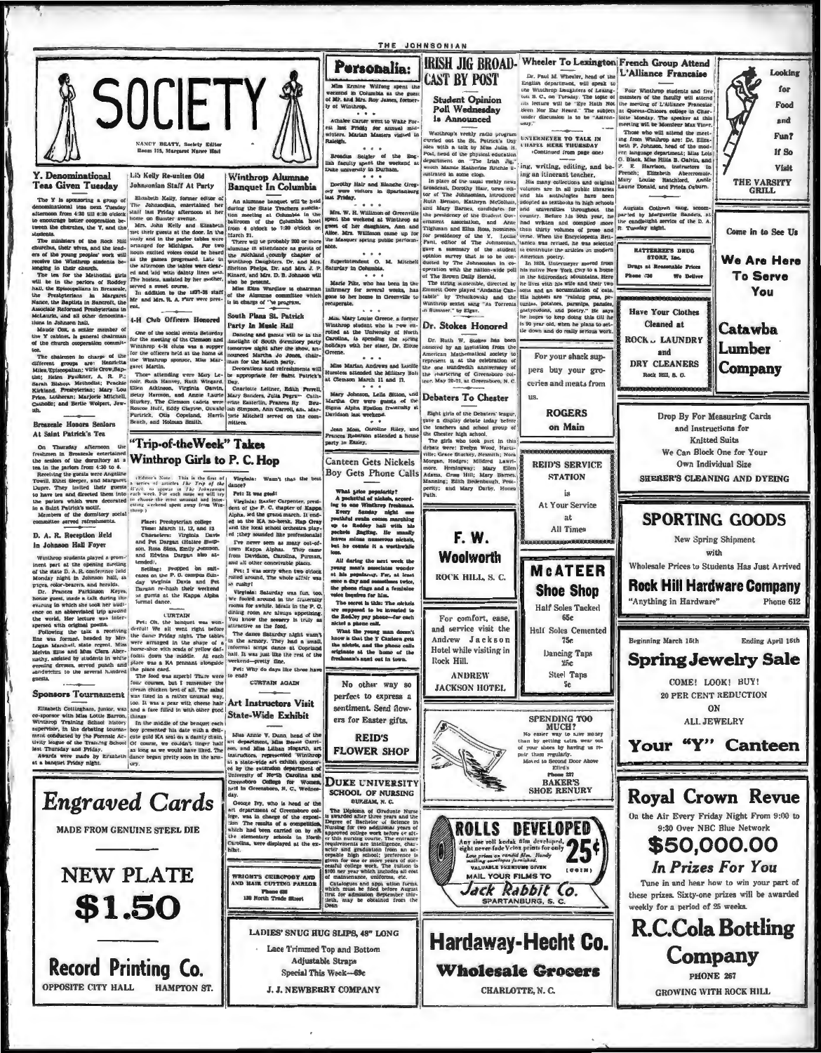# SOCIETY

NANCY BEATY, Society Editor
Room 115, Margaret Nance Hall

## Y. Denominational Teas Given Tuesday

The Y is sponsoring a group of denominational teas next Tuesday afternoon from 4:30 till 6:30 o'clock to encourage better cooperation between the churches, the Y, and the students.

The ministers of the Rock Hill churches, their wives, and the leaders of the young peoples' work will receive the Winthrop students belonging to their church.

The tea for the Methodist girls will be in the parlors of Roddey hall, the Episcopalians in Breazeale, the Presbyterians in Margaret Nance, the Baptists in Bancroft, the Associate Reformed Presbyterians in McLaurin, and all other denominations in Johnson hall.

Maude Cox, a senior member of the Y cabinet, is general chairman of the church cooperation committee.

The chairmen in charge of the different groups are: Henrietta Miles, Episcopalian; Virie Crow, Baptist; Helen Faulkner, A. R. P.; Sarah Bishop, Methodist; Prachie Kirkland, Presbyterian; Mary Lou Price, Lutheran; Marjorie Mitchell, Catholic; and Bertie Wolpert, Jewish.

## Breazeale Honors Seniors At Saint Patrick's Tea

On Thursday afternoon the freshmen in Breazeale entertained the seniors of the dormitory at a tea in the parlors from 4:30 to 6.

Receiving the guests were Angeline Towill, Ethel Sleeper, and Margaret Dupre. They invited their guests to have tea and directed them into the parlors which were decorated in a Saint Patrick's motif.

Members of the dormitory social committee served refreshments.

## D. A. R. Reception Held In Johnson Hall Foyer

Winthrop students played a prominent part at the opening meeting of the state D. A. R. conference held Monday night in Johnson hall, as pages, color-bearers, and heralds.

Dr. Frances Parkinson Keyes, honor guest, made a talk during the evening in which she took her audience on an abbreviated trip around the world. Her lecture was interspersed with original poems.

Following the talk a receiving line was formed, headed by Mrs. Logan Marshall, state regent. Miss Melvin Ellis and Miss Clara Abernathy, assisted by students in white evening dresses, served punch and sandwiches to the several hundred guests.

## Sponsors Tournament

Elizabeth Cottingham, junior, was co-sponsor with Miss Lottie Barron, Winthrop Training School history supervisor, in the debating tournament conducted by the Forensic Activity league of the Training School last Thursday and Friday.

Awards were made by Elizabeth at a banquet Friday night.

## Lib Kelly Re-unites Old Johnsonian Staff At Party

Elizabeth Kelly, former editor of The Johnsonian, entertained her staff last Friday afternoon at her home on Sumter avenue.

Mrs. John Kelly and Elizabeth met their guests at the door. In the study and in the parlor tables were arranged for Michigan. For two hours excited voices could be heard as the games progressed. Late in the afternoon the tables were cleared and laid with dainty linen sets. The hostess, assisted by her mother, served a sweet course.

In addition to the 1937-38 staff Mr. and Mrs. R. A. Furr were present.

## 4-H Club Officers Honored

One of the social events Saturday for the meeting of the Clemson and Winthrop 4-H clubs was a supper for the officers held at the home of the Winthrop sponsor, Miss Margaret Martin.

Those attending were Mary Lenoir, Ruth Harvey, Ruth Wingard, Ellen Atkinson, Virginia Garvin, Betty Harmon, and Annie Laurie Sturkey. The Clemson cadets were Roscoe Huff, Eddy Clayton, Oswald Furtrick, Otis Copeland, Harris Beach, and Holman Smith.

## Winthrop Alumnae Banquet In Columbia

An alumnae banquet will be held during the State Teachers association meeting at Columbia in the ballroom of the Columbia hotel from 4 o'clock to 1:30 o'clock on March 21.

There will be probably 200 or more alumnae in attendance as guests of the Richland county chapter of Winthrop Daughters. Dr. and Mrs. Shelton Phelps, Dr. and Mrs. J. P. Kinard, and Mrs. D. B. Johnson will also be present.

Miss Elise Wardlaw is chairman of the Alumnae committee which is in charge of the program.

## South Plans St. Patrick Party In Music Hall

Dancing and games will be in the limelight at South dormitory party tomorrow night after the show, announced Martha Jo Jones, chairman for the March party.

Decorations and refreshments will be appropriate for Saint Patrick's Day.

Charlotte Leitner, Edith Ferrell, Mary Sanders, Julia Pegram, Catherine Easterlin, Frances Ry... Beulah Simpson, Ann Carroll, and Marjorie Mitchell served on the committee.

## "Trip-of-the Week" Takes Winthrop Girls to P. C. Hop

(Editor's Note: This is the first of a series of articles *The Trip of the Week* to appear in *The Johnsonian* each week. For each issue we will try to choose the most unusual and interesting weekend spent away from Winthrop.)

Place: Presbyterian college
Time: March 11, 12, and 13
Characters: Virginia Davis and Pet Dargan (Hattee Simpson, Rosa Sims, Emily Johnson, and Edwina Dargan also attended).

Setting: Propped on suitcases on the P. C. campus Sunday Virginia Davis and Pet Dargan re-hash their weekend as guests at the Kappa Alpha formal dance.

CURTAIN

Pet: Oh, the banquet was wonderful! We all went right before the dance Friday night. The tables were arranged in the shape of a horse-shoe with scads of yellow daffodils down the middle. At each place was a KA pennant alongside the place card.

The food was superb! There were four courses, but I remember the cream chicken best of all. The salad was fixed in a rather unusual way, too. It was a pear with cheese hair and a face filled in with other good things.

In the middle of the banquet each boy presented his date with a delicate gold KA seal on a dainty chain. Of course, we couldn't linger long as we would have liked. The dance began pretty soon in the armory.

Virginia: Wasn't that the best dance?

Pet: It was good!

Virginia: Baxter Carpenter, president of the P. C. chapter of Kappa Alpha, led the grand march. It ended in the KA no-break. Hap Gray and the local school orchestra played; they sounded like professionals!

I've never seen as many out-of-town Kappa Alphas. They came from Davidson, Carolina, Furman, and all other conceivable places.

Pet: I was sorry when two o'clock rolled around. The whole affair was so rushy!

Virginia: Saturday was fun, too. We fooled around in the fraternity rooms for awhile. Meals in the P. C. dining room are always appetizing. You know the scenery is truly as attractive as the food.

The dance Saturday night wasn't in the armory. They had a small, informal script dance at Copeland hall. It was just like the rest of the weekend—pretty fine.

Pet: Why do days like those have to end?

CURTAIN AGAIN

## Art Instructors Visit State-Wide Exhibit

Miss Annie V. Dunn, head of the art department, Miss Bessie Garrison, and Miss Lillian Hogarth, art instructors, represented Winthrop at a state-wide art exhibit sponsored by the extension department of University of North Carolina and Greensboro College for Women, held in Greensboro, N. C., Wednesday.

George Ivy, who is head of the art department of Greensboro college, was in charge of the exposition. The results of a competition which had been carried on by all the elementary schools in North Carolina, were displayed at the exhibit.

## Personalia:

Miss Ermine Wilfong spent the weekend in Columbia as the guest of Mr. and Mrs. Roy James, formerly of Winthrop.

\* \* \*

Athalee Carter went to Wake Forest last Friday for annual midwinters. Marian Masters visited in Raleigh.

\* \* \*

Brandis Seigler of the English faculty spent the weekend at Duke university in Durham.

\* \* \*

Dorothy Hair and Blanche Gregory were visitors in Spartanburg last Friday.

\* \* \*

Mrs. W. H. Williamson of Greenville spent the weekend at Winthrop as guest of her daughters, Ann and Alice. Mrs. Williamson came up for the Masquer spring public performance.

\* \* \*

Superintendent O. M. Mitchell Saturday in Columbia.

\* \* \*

Marie Pike, who has been in the infirmary for several weeks, has gone to her home in Greenville to recuperate.

\* \* \*

Miss Mary Louise Greene, a former Winthrop student who is now enrolled at the University of North Carolina, is spending the spring holidays with her sister, Dr. Eloise Greene.

\* \* \*

Miss Marian Andrews and Lucille Huestess attended the Military Ball at Clemson March 11 and 12.

\* \* \*

Mary Johnson, Leila Sitton, and Martha Orr were guests of the Sigma Alpha Epsilon fraternity at Davidson last weekend.

\* \* \*

Jean Moss, Caroline Riley, and Frances Robertson attended a house party in Easley.

## Canteen Gets Nickels Boy Gets Phone Calls

What price popularity?

A pocketful of nickels, according to one Winthrop freshman.

Every Sunday night one youthful male comes marching up to Roddey hall with his pockets jingling. He usually leaves minus numerous nickels, but he counts it a worthwhile loss.

All during the next week the young man's associates wonder at his popularity. For, at least once a day and sometimes twice, the phone rings and a feminine voice inquires for him.

The secret is this: The nickels are supposed to be invested to the Roddey pay phone—for each nickel a phone call.

What the young man doesn't know is that the Y Canteen gets the nickels, and the phone calls originate at the home of the freshman's aunt out in town.

## IRISH JIG BROADCAST BY POST

### Student Opinion Poll Wednesday Is Announced

Winthrop's weekly radio program carried out the St. Patrick's Day idea with a talk by Miss Julia H. Post, head of the physical education department on "The Irish Jig," which Mamie Katherine Ritchie illustrated in some clogs.

In place of the usual weekly news broadcast, Dorothy Hair, news editor of The Johnsonian, introduced Ruth Benson, Kathryn McCollum, and Mary Barnes, candidates for the presidency of the Student Government association, and Anne Tilghman and Ellen Ross, nominees for presidency of the Y. Louise Pant, editor of The Johnsonian, gave a summary of the student opinion survey that is to be conducted by The Johnsonian in cooperation with the nation-wide poll of The Brown Daily Herald.

The string ensemble, directed by Emmett Gore played "Andante Cantabile" by Tchaikowsky and the Winthrop sextet sang "As Torrents in Summer," by Elgar.

## Dr. Stokes Honored

Dr. Ruth W. Stokes has been honored by an invitation from the American Mathematical society to represent it at the celebration of the one hundredth anniversary of the chartering of Greensboro college, May 20-21, at Greensboro, N. C.

## Debaters To Chester

Eight girls of the Debaters' league gave a display debate today before the teachers and school group of the Chester high school.

The girls who took part in this debate were: Evelyn Wood, Harrisville; Grace Stuckey, Nesmith; Nora Morgan, Hodges; Mildred Lawrimore, Hemingway; Mary Ellen Adams, Cross Hill; Mary Barnes, Manning; Edith Bedenbaugh, Prosperity; and Mary Darby, Honea Path.

## Wheeler To Lexington

Dr. Paul M. Wheeler, head of the English department, will speak to the Winthrop Daughters of Lexington, S. C., on Tuesday. The topic of his lecture will be "Eye Hath Not Seen Nor Ear Heard." The subject under discussion is to be "Astronomy."

### UNTERMEYER TO TALK IN CHAPEL HERE THURSDAY

(Continued from page one)

ing, writing, editing, and being an itinerant teacher.

His many collections and original volumes are in all public libraries and his anthologies have been adopted as textbooks in high schools and universities throughout the country. Before his 50th year, he had written and compiled more than thirty volumes of prose and verse. When the Encyclopedia Britannica was revised, he was selected to contribute the articles on modern American poetry.

In 1928, Untermeyer moved from his native New York City to a home in the Adirondack mountains. Here he lives with his wife and their two sons and an accumulation of cats. His hobbies are "raising peas, petunias, potatoes, parsnips, pansies, platycodons, and poetry." He says he hopes to keep doing this till he is 99 year old, when he plans to settle down and do really serious work.

## French Group Attend L'Alliance Francaise

Four Winthrop students and five members of the faculty will attend the meeting of L'Alliance Francaise at Queens-Chicora college in Charlotte Monday. The speaker at this meeting will be Monsieur Max Viner.

Those who will attend the meeting from Winthrop are: Dr. Elizabeth F. Johnson, head of the modern language department; Miss Lois G. Black, Miss Hilda B. Galvin, and F. E. Harrison, instructors in French; Elizabeth Abercrombie, Mary Louise Batchford, Annie Laurie Donald, and Frieda Coburn.

Augusta Colburn sang, accompanied by Marguerite Sanders, at the candlelight service of the D. A. R. Tuesday night.

---

**Engraved Cards**
MADE FROM GENUINE STEEL DIE

**NEW PLATE**
**$1.50**

**Record Printing Co.**
OPPOSITE CITY HALL HAMPTON ST.

---

No other way so perfect to express a sentiment. Send flowers for Easter gifts.

**REID'S FLOWER SHOP**

---

**DUKE UNIVERSITY SCHOOL OF NURSING**
DURHAM, N. C.

The Diploma of Graduate Nurse is awarded after three years and the Degree of Bachelor of Science in Nursing for two additional years of approved college work before or after this nursing course. The entrance requirements are intelligence, character and graduation from an acceptable high school; preference is given to those who have had one or more years of successful college work. The tuition is $100 per year which includes all cost of maintenance, uniforms, etc.

Catalogues and application forms, which must be filed before August first for admission September thirtieth, may be obtained from the Dean.

---

**WRIGHT'S CHIROPODY AND HAIR CUTTING PARLOR**
Phone 420
108 North Trade Street

---

**LADIES' SNUG HUG SLIPS, 48" LONG**
Lace Trimmed Top and Bottom
Adjustable Straps
Special This Week—69c
**J. J. NEWBERRY COMPANY**

---

**F. W. Woolworth**
ROCK HILL, S. C.

---

For comfort, ease, and service visit the Andrew Jackson Hotel while visiting in Rock Hill.
**ANDREW JACKSON HOTEL**

---

For your snack suppers buy your groceries and meats from us.

**ROGERS on Main**

---

**REID'S SERVICE STATION**
is
At Your Service
at
All Times

---

**McATEER Shoe Shop**
Half Soles Tacked 65c
Half Soles Cemented 75c
Dancing Taps 25c
Steel Taps 5c

---

**SPENDING TOO MUCH?**
No easier way to save money than by getting extra wear out of your shoes by having us repair them regularly.
Moved to Second Door Above Efird's
Phone 237
**BAKER'S SHOE RENURY**

---

**ROLLS DEVELOPED 25¢ (COIN)**
Any size roll kodak film developed, eight never-fade Velox prints for only
Low prices on candid film. Handy mailing envelopes furnished.
VALUABLE PREMIUMS GIVEN
MAIL YOUR FILMS TO
**Jack Rabbit Co.**
SPARTANBURG, S. C.

---

**Hardaway-Hecht Co.**
**Wholesale Grocers**
CHARLOTTE, N. C.

---

Looking for Food and Fun? If So Visit
**THE VARSITY GRILL**
Come in to See Us

---

**We Are Here To Serve You**

---

**BATTERBEE'S DRUG STORE, Inc.**
Drugs at Reasonable Prices
Phone 736 We Deliver

---

**Have Your Clothes Cleaned at ROCK HILL LAUNDRY and DRY CLEANERS**
Rock Hill, S. C.

---

**Catawba Lumber Company**

---

Drop By For Measuring Cards and Instructions for Knitted Suits
We Can Block One for Your Own Individual Size
**SHERER'S CLEANING AND DYEING**

---

**SPORTING GOODS**
New Spring Shipment with Wholesale Prices to Students Has Just Arrived
**Rock Hill Hardware Company**
"Anything in Hardware" Phone 612

---

Beginning March 15th — Ending April 15th
**Spring Jewelry Sale**
COME! LOOK! BUY!
20 PER CENT REDUCTION ON ALL JEWELRY
**Your "Y" Canteen**

---

**Royal Crown Revue**
On the Air Every Friday Night From 9:00 to 9:30 Over NBC Blue Network
**$50,000.00**
*In Prizes For You*
Tune in and hear how to win your part of these prizes. Sixty-one prizes will be awarded weekly for a period of 25 weeks.

**R.C.Cola Bottling Company**
PHONE 267
GROWING WITH ROCK HILL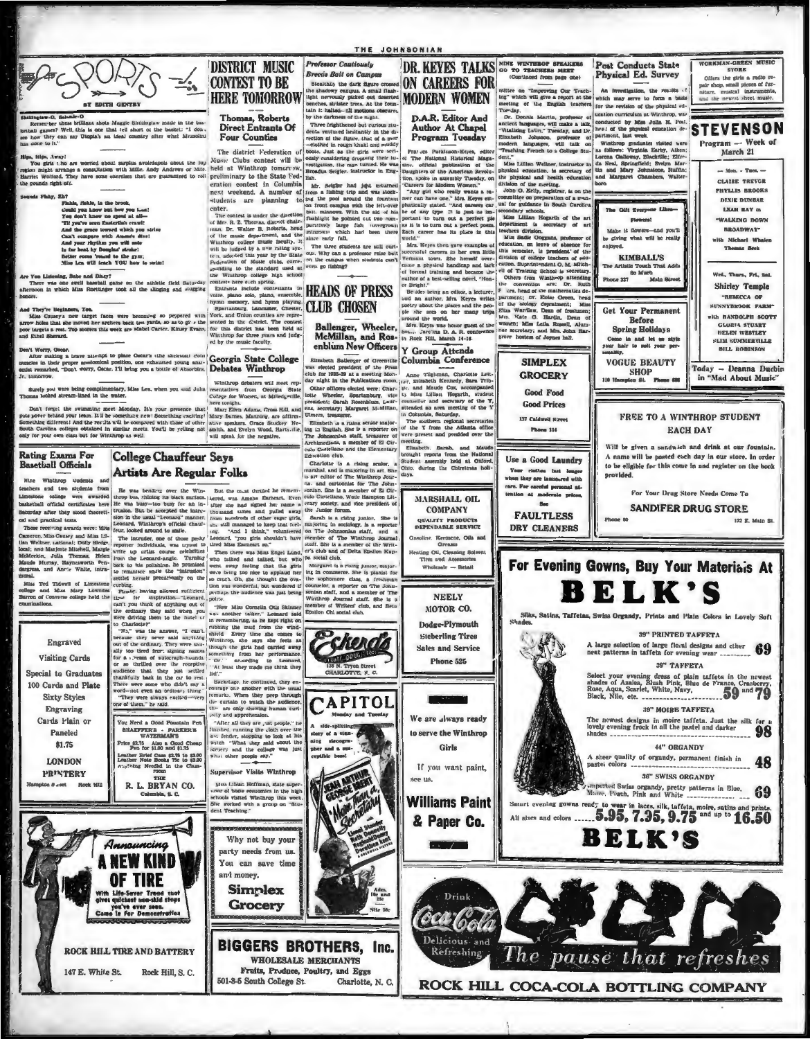# SPORTS

BY EDITH GENTRY

**Shillinglaw-O, Bah-Bah-O**

Remember those brilliant shots Maggie Shillinglaw made in the basketball games? Well, this is one that fell short of the basket: "I don't see how they can say Utopia's an ideal country after what Mussolini has done to it."

**Hips, Hips, Away!**

You girls who are worried about surplus avoirdupois about the hip region might arrange a consultation with Mlle. Andy Andrews or Mlle. Harriet Wofford. They have some exercises that are guaranteed to roll the pounds right off.

**Sounds Fishy, Eh?**

Fishie, fishie, in the brook,
Could you know but how you look!
You don't know no speed at all—
'Til you've seen Easterlin's crawl!
And the grace toward which you strive
Can't compare with Annie's dive!
And your rhythm you will note
Is far beat by Douglas' stroke!
Better come 'round to the gym;
Miss Lee will teach YOU how to swim!

**Are You Listening, Babe and Dizzy?**

There was one swell baseball game on the athletic field Saturday afternoon in which Miss Roettinger took all the slinging and slugging honors.

**And They're Beginners, Too.**

Miss Causey's new target faces were becoming so peppered with arrow holes that she moved her archers back ten yards, so as to give the poor targets a rest. Top scorers this week are Mabel Carter, Kinsey Evans, and Ethel Sherard.

**Don't Worry, Oscar.**

After making a brave attempt to place Oscar's (the skeleton) dolls muscles in their proper anatomical position, one exhausted young anatomist remarked, "Don't worry, Oscar, I'll bring you a bottle of Absorbine, Jr. tomorrow.

Surely you were being complimentary, Miss Lee, when you said Julia Thomas looked stream-lined in the water.

Don't forget the swimming meet Monday. It's your presence that puts power behind your team. It'll be something new! Something exciting! Something different! And the results will be compared with those of other South Carolina colleges obtained in similar meets. You'll be yelling not only for your own class but for Winthrop as well.

## Rating Exams For Baseball Officials

Nine Winthrop students and teachers and two students from Limestone college were awarded basketball official certificates here Saturday after they stood theoretical and practical tests.

Those receiving awards were: Miss Cameron, Miss Causey and Miss Lillian Weltner, national; Dolly Hedgecock, local; and Marjorie Mitchell, Margie McKitrick, Julia Thomas, Helen Maude Murray, Haynsworth Pendergrass, and Annie Waite, intramural.

Miss Ted Tidwell of Limestone college and Miss Mary Lowndes Barron of Converse college held the examinations.

## DISTRICT MUSIC CONTEST TO BE HERE TOMORROW

### Thomas, Roberts Direct Entrants Of Four Counties

The district Federation of Music Clubs contest will be held at Winthrop tomorrow, preliminary to the State Federation contest in Columbia next weekend. A number of students are planning to enter.

The contest is under the direction of Mrs. R. Z. Thomas, district chairman, Dr. Walter B. Roberts, head of the music department, and the Winthrop college music faculty. It will be judged by a new rating system, adopted this year by the State Federation of Music clubs, corresponding to the standard used at the Winthrop college high school contests here each spring.

Entrants include contestants in voice, piano solo, piano, ensemble, hymn memory, and hymn playing. Spartanburg, Lancaster, Chester, York, and Union counties are represented in the district. The contest for this district has been held at Winthrop for three years and judged by the music faculty.

## Georgia State College Debates Winthrop

Winthrop debaters will meet representatives from Georgia State College for Women, at Milledgeville, here tonight.

Mary Ellen Adams, Cross Hill, and Mary Barnes, Manning, are affirmative speakers. Grace Stuckey, Nesmith, and Evelyn Wood, Hartsville, will speak for the negative.

## College Chauffeur Says Artists Are Regular Folks

He was bending over the Winthrop bus, shining its black surface. He was busy—too busy for an intrusion. But he accepted the intrusion in the usual "Leonard" manner. Leonard, Winthrop's official chauffeur, looked around to smile.

The intruder, one of those pesky reporter individuals, was trying to write up artist course celebrities from the Leonard-angle. Turning back to his polishing, he promised to reminisce maybe the "intruder" settled herself precariously on the curbing.

Finally, having allowed sufficient time for inspiration—Leonard, can't you think of anything out of the ordinary they said when you were driving them to the hotel or to Charlotte?"

"No," was the answer, "I can't, because they never said anything out of the ordinary. They were usually too tired from signing names for a stream of autograph-hounds, or so thrilled over the receptive audience that they just settled thankfully back in the car to rest. There were some who didn't say a word—not even an ordinary thing." "They were always excited—every one of them," he said.

But the most thrilled he remembered, was Amelia Earheart. Even after she had signed her name a thousand times and pulled away from hundreds of other eager girls, she still managed to keep that feeling. "And I think," volunteered Leonard, "you girls shouldn't have tired Miss Earheart so."

Then there was Miss Engel Lund who talked and talked, but who went away feeling that the girls were being too nice to applaud her so much. Oh, she thought the ovation was wonderful, but wondered if perhaps the audience was just being polite.

"Now Miss Cornelia Otis Skinner was another talker," Leonard said in remembering, as he kept right on rubbing the mud from the windshield. Every time she comes to Winthrop, she says she feels as though the girls had carried away something from her performance. "Or," according to Leonard, "At least they made me think they did."

Backstage, he continued, they encourage one another with the usual remarks. When they peep through the curtain to watch the audience, they are only showing human curiosity and apprehension.

"After all they are just people," he finished, running the cloth over the last fender, stopping to look at his watch. "What they said about the scenery and the college was just what other people say."

## Supervisor Visits Winthrop

Miss Lillian Hoffman, state supervisor of home economics in the high schools visited Winthrop this week. She visited with a group on "Student Teaching."

## *Professor Cautiously Breeds Bait on Campus*

Stealthily the dark figure crossed the shadowy campus. A small flashlight nervously picked out deserted benches, sinister trees. At the fountain it halted—all motions obscure by the darkness of the night.

Three frightened but curious students ventured hesitantly in the direction of the figure, that of a man—clothed in rough khaki and muddy boots. Just as the girls were seriously considering dropping their investigation, the man turned. He was Broadus Seigler, instructor in English.

Mr. Seigler had just returned from a fishing trip and was stocking the pool around the fountain on front campus with the left-over bait, minnows. With the aid of his flashlight he pointed out two comparatively large fish (overgrown minnows) which had been there since early fall.

The three students are still curious. Why can a professor raise bait on the campus when students can't even go fishing?

## HEADS OF PRESS CLUB CHOSEN

### Ballenger, Wheeler, McMillan, and Rosenblum New Officers

Elizabeth Ballenger of Greenville was elected president of the Press club for 1938-39 at a meeting Monday night in the Publications room.

Other officers elected were: Charlotte Wheeler, Spartanburg, vice president; Sarah Rosenblum, Laurens, secretary; Margaret McMillan, Ulmers, treasurer.

Elizabeth is a rising senior majoring in English. She is a reporter on The Johnsonian staff, treasurer of Archimedeans, a member of El Circulo Castellano and the Elementary Education club.

Charlotte is a rising senior, a marshal, and is majoring in art. She is art editor of The Winthrop Journal and cartoonist for The Johnsonian. She is a member of El Circulo Castellano, Wade Hampton Literary society, and vice president of the Junior forum.

Sarah is a rising junior. She is majoring in sociology, is a reporter on The Johnsonian staff, and a member of The Winthrop Journal staff. She is a member of the Writer's club and of Delta Epsilon Kappa social club.

Margaret is a rising junior, majoring in commerce. She is pianist for the sophomore class, a freshman counselor, a reporter on The Johnsonian staff, and a member of The Winthrop Journal staff. She is a member of Writers' club, and Beta Epsilon Chi social club.

## DR. KEYES TALKS ON CAREERS FOR MODERN WOMEN

### D.A.R. Editor And Author At Chapel Program Tuesday

Frances Parkinson-Keyes, editor of The National Historical Magazine, official publication of the Daughters of the American Revolution, spoke in assembly Tuesday, on "Careers for Modern Women."

"Any girl who really wants a career can have one," Mrs. Keyes emphatically stated. "And careers can be of any type. It is just as important to turn out a perfect pie as it is to turn out a perfect poem. Each career has its place in this world."

Mrs. Keyes then gave examples of successful careers in her own little Vermont town. She herself overcame a physical handicap and lack of formal training and became the author of a best-selling novel, "Honor Bright."

Besides being an editor, a lecturer, and an author, Mrs. Keyes writes poetry about the places and the people she sees on her many trips around the world.

Mrs. Keyes was honor guest of the South Carolina D. A. R. conference in Rock Hill, March 14-16.

## Y Group Attends Columbia Conference

Anne Tilghman, Charlotte Leitner, Elizabeth Kennedy, Sara Tribble, and Maude Cox, accompanied by Miss Lillian Hogarth, student counsellor and secretary of the Y, attended an area meeting of the Y in Columbia, Saturday.

The southern regional secretaries of the Y from the Atlanta office were present and presided over the meeting.

Elizabeth, Sarah, and Maude brought reports from the National Student assembly held at Oxford, Ohio, during the Christmas holidays.

## NINE WINTHROP SPEAKERS GO TO TEACHERS MEET

(Continued from page one)

mittee on "Improving Our Teaching" which will give a report at the meeting of the English teachers Tuesday.

Dr. Donnis Martin, professor of ancient languages, will make a talk, "Vitalizing Latin," Tuesday, and Dr. Elizabeth Johnson, professor of modern languages, will talk on "Teaching French to a College Student."

Miss Lillian Weltner, instructor in physical education, is secretary of the physical and health education division of the meeting.

John O. Kelly, registrar, is on the committee on preparation of a manual for guidance in South Carolina secondary schools.

Miss Lillian Hogarth of the art department is secretary of art teachers division.

Miss Sadie Goggans, professor of education, on leave of absence for this semester, is president of the division of college teachers of education. Superintendent O. M. Mitchell of Training School is secretary.

Others from Winthrop attending the convention are: Dr. Ruth Stokes, head of the mathematics department; Dr. Eloise Green, head of the biology department; Miss Eliza Wardlaw, Dean of freshmen; Mrs. Kate G. Hardin, Dean of women; Miss Leila Russell, Alumnae secretary; and Mrs. John Hargrove hostess of Joynes hall.

## Post Conducts State Physical Ed. Survey

An investigation, the results of which may serve to form a basis for the revision of the physical education curriculum at Winthrop, was conducted by Miss Julia H. Post, head of the physical education department, last week.

Winthrop graduates visited were as follows: Virginia Early, Aiken; Lorena Galloway, Blackville; Elfreda Neal, Springfield; Evelyn Martin and Mary Johnstone, Ruffin; and Margaret Chambers, Walterboro.

---

**WORKMAN-GREEN MUSIC STORE**

Offers the girls a radio repair shop, small pieces of furniture, musical instruments, and the newest sheet music.

---

# STEVENSON

Program — Week of March 21

— Mon. — Tues. —

CLAIRE TREVOR
PHYLLIS BROOKS
DIXIE DUNBAR
LEAH RAY in
"WALKING DOWN BROADWAY"
with Michael Whalen
Thomas Beck

Wed., Thurs., Fri., Sat.

Shirley Temple
"REBECCA OF SUNNYBROOK FARM"
with RANDOLPH SCOTT
GLORIA STUART
HELEN WESTLEY
SLIM SUMMERVILLE
BILL ROBINSON

Today — Deanna Durbin in "Mad About Music"

---

The Gift Everyone Likes—

**Flowers!**

Make it flowers—and you'll be giving what will be really enjoyed.

**KIMBALL'S**

The Artistic Touch That Adds So Much

Phone 337 — Main Street

---

**Get Your Permanent Before Spring Holidays**

Come in and let us style your hair to suit your personality.

**VOGUE BEAUTY SHOP**

110 Hampton St. — Phone 686

---

**SIMPLEX GROCERY**

Good Food
Good Prices

137 Caldwell Street
Phone 114

---

**FREE TO A WINTHROP STUDENT EACH DAY**

Will be given a sandwich and drink at our fountain. A name will be posted each day in our store. In order to be eligible for this come in and register on the book provided.

For Your Drug Store Needs Come To

**SANDIFER DRUG STORE**

Phone 80 — 122 E. Main St.

---

**Use a Good Laundry**

Your clothes last longer when they are laundered with care. For careful personal attention at moderate prices,

See

**FAULTLESS DRY CLEANERS**

---

**MARSHALL OIL COMPANY**

QUALITY PRODUCTS
DEPENDABLE SERVICE

Gasoline, Kerosene, Oils and Greases
Heating Oil, Cleaning Solvent
Tires and Accessories
Wholesale — Retail

---

**NEELY MOTOR CO.**

Dodge-Plymouth
Sieberling Tires
Sales and Service
Phone 525

---

We are always ready to serve the Winthrop Girls

If you want paint, see us.

**Williams Paint & Paper Co.**

---

**For Evening Gowns, Buy Your Materials At**

# BELK'S

Silks, Satins, Taffetas, Swiss Organdy, Prints and Plain Colors in Lovely Soft Shades.

**39" PRINTED TAFFETA**

A large selection of large floral designs and other neat patterns in taffeta for evening wear ........ **69**

**39" TAFFETA**

Select your evening dress of plain taffeta in the newest shades of Azalea, Blush Pink, Blue de France, Cranberry, Rose, Aqua, Scarlet, White, Navy, Black, Nile, etc. ........ **59** and **79**

**39" MOIRE TAFFETA**

The newest designs in moire taffeta. Just the silk for a lovely evening frock in all the pastel and darker shades ........ **98**

**44" ORGANDY**

A sheer quality of organdy, permanent finish in pastel colors ........ **48**

**38" SWISS ORGANDY**

Imported Swiss organdy, pretty patterns in Blue, Maize, Peach, Pink and White ........ **69**

Smart evening gowns ready to wear in laces, silk, taffeta, moire, satins and prints. All sizes and colors ........ **5.95, 7.95, 9.75** and up to **16.50**

# BELK'S

---

Engraved Visiting Cards

Special to Graduates

100 Cards and Plate

Sixty Styles

Engraving

Cards Plain or Paneled

$1.75

**LONDON PRINTERY**

Hampton Street — Rock Hill

---

You Need a Good Fountain Pen

SHAEFFER'S • PARKER'S
WATERMAN'S

Price $2.75 — Also a Good Cheap Pen for $1.00 and $1.75

Leather Brief Case $2.75 to $3.00
Leather Note Books 75c to $3.00
Anything Needed in the Classroom

THE
**R. L. BRYAN CO.**
Columbia, S. C.

---

**Eckerd's**

Cut Rate Drug Store
128 N. Tryon Street
CHARLOTTE, N. C.

---

**CAPITOL**

Monday and Tuesday

A side-splitting story of a stenographer and a susceptible boss!

JEAN ARTHUR
GEORGE BRENT
"More Than a Secretary"

Adm. 10c and 25c

Nite 30c

---

Announcing

**A NEW KIND OF TIRE**

With Life-Saver Tread that gives quickest non-skid stops you've ever seen.
Come In for Demonstration

**ROCK HILL TIRE AND BATTERY**

147 E. White St. — Rock Hill, S. C.

---

Why not buy your party needs from us. You can save time and money.

**Simplex Grocery**

---

**BIGGERS BROTHERS, Inc.**

WHOLESALE MERCHANTS

Fruits, Produce, Poultry, and Eggs

501-3-5 South College St. — Charlotte, N. C.

---

Drink **Coca-Cola**

Delicious and Refreshing

*The pause that refreshes*

**ROCK HILL COCA-COLA BOTTLING COMPANY**